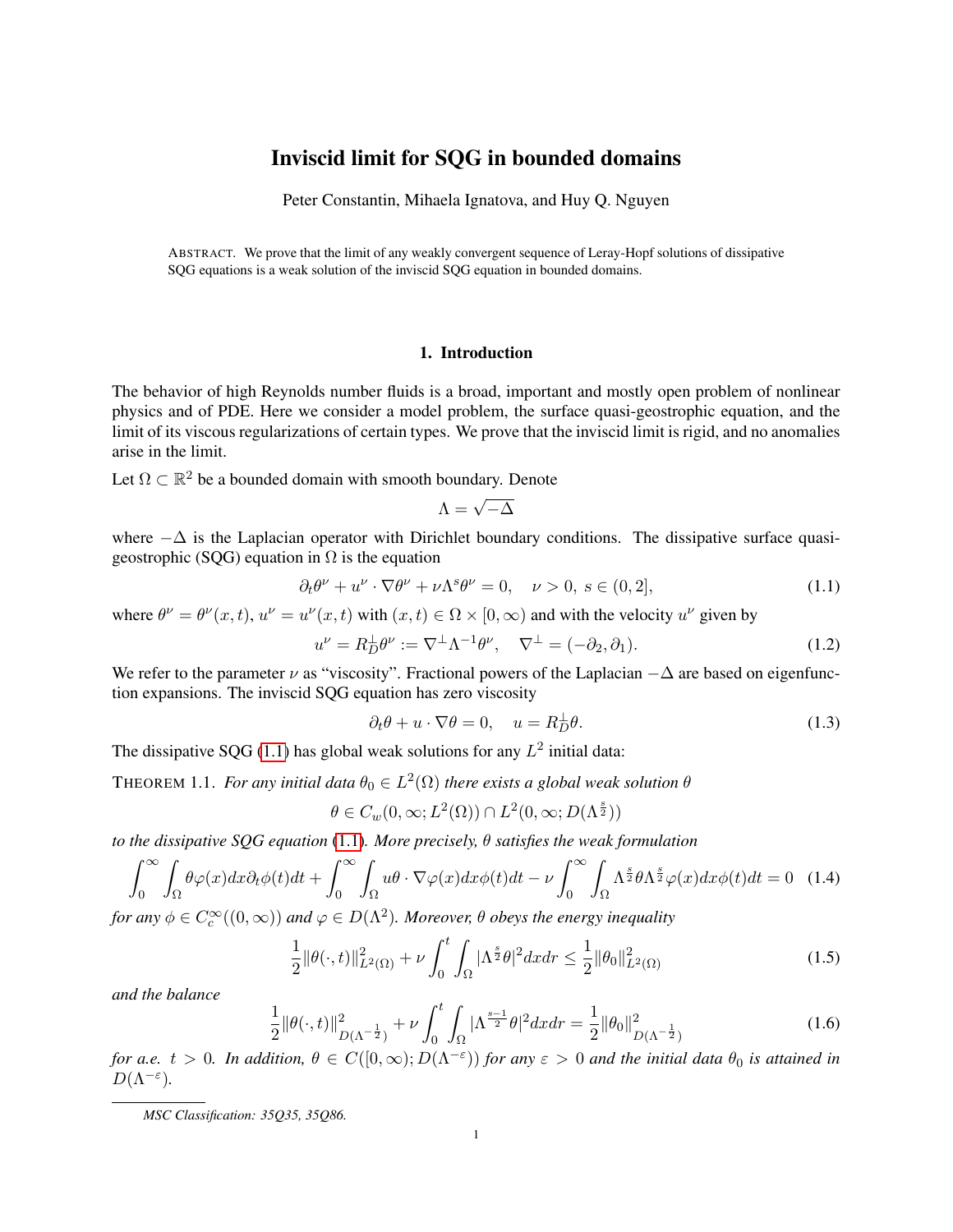# Inviscid limit for SQG in bounded domains

Peter Constantin, Mihaela Ignatova, and Huy Q. Nguyen

ABSTRACT. We prove that the limit of any weakly convergent sequence of Leray-Hopf solutions of dissipative SQG equations is a weak solution of the inviscid SQG equation in bounded domains.

## 1. Introduction

The behavior of high Reynolds number fluids is a broad, important and mostly open problem of nonlinear physics and of PDE. Here we consider a model problem, the surface quasi-geostrophic equation, and the limit of its viscous regularizations of certain types. We prove that the inviscid limit is rigid, and no anomalies arise in the limit.

Let $\Omega \subset \mathbb{R}^2$ be a bounded domain with smooth boundary. Denote

$$\Lambda = \sqrt{-\Delta}$$

where $-\Delta$ is the Laplacian operator with Dirichlet boundary conditions. The dissipative surface quasi-geostrophic (SQG) equation in $\Omega$ is the equation

$$\partial_t \theta^\nu + u^\nu \cdot \nabla \theta^\nu + \nu \Lambda^s \theta^\nu = 0, \quad \nu > 0,\ s \in (0, 2], \tag{1.1}$$

where $\theta^\nu = \theta^\nu(x,t)$, $u^\nu = u^\nu(x,t)$ with $(x,t) \in \Omega \times [0, \infty)$ and with the velocity $u^\nu$ given by

$$u^\nu = R_D^\perp \theta^\nu := \nabla^\perp \Lambda^{-1} \theta^\nu, \quad \nabla^\perp = (-\partial_2, \partial_1). \tag{1.2}$$

We refer to the parameter $\nu$ as "viscosity". Fractional powers of the Laplacian $-\Delta$ are based on eigenfunction expansions. The inviscid SQG equation has zero viscosity

$$\partial_t \theta + u \cdot \nabla \theta = 0, \quad u = R_D^\perp \theta. \tag{1.3}$$

The dissipative SQG (1.1) has global weak solutions for any $L^2$ initial data:

THEOREM 1.1. *For any initial data $\theta_0 \in L^2(\Omega)$ there exists a global weak solution $\theta$*

$$\theta \in C_w(0, \infty; L^2(\Omega)) \cap L^2(0, \infty; D(\Lambda^{\frac{s}{2}}))$$

*to the dissipative SQG equation (1.1). More precisely, $\theta$ satisfies the weak formulation*

$$\int_0^\infty \int_\Omega \theta \varphi(x) dx \partial_t \phi(t) dt + \int_0^\infty \int_\Omega u\theta \cdot \nabla \varphi(x) dx \phi(t) dt - \nu \int_0^\infty \int_\Omega \Lambda^{\frac{s}{2}} \theta \Lambda^{\frac{s}{2}} \varphi(x) dx \phi(t) dt = 0 \tag{1.4}$$

*for any $\phi \in C_c^\infty((0,\infty))$ and $\varphi \in D(\Lambda^2)$. Moreover, $\theta$ obeys the energy inequality*

$$\frac{1}{2}\|\theta(\cdot,t)\|_{L^2(\Omega)}^2 + \nu \int_0^t \int_\Omega |\Lambda^{\frac{s}{2}}\theta|^2 dx dr \le \frac{1}{2}\|\theta_0\|_{L^2(\Omega)}^2 \tag{1.5}$$

*and the balance*

$$\frac{1}{2}\|\theta(\cdot,t)\|_{D(\Lambda^{-\frac{1}{2}})}^2 + \nu \int_0^t \int_\Omega |\Lambda^{\frac{s-1}{2}}\theta|^2 dx dr = \frac{1}{2}\|\theta_0\|_{D(\Lambda^{-\frac{1}{2}})}^2 \tag{1.6}$$

*for a.e. $t > 0$. In addition, $\theta \in C([0,\infty); D(\Lambda^{-\varepsilon}))$ for any $\varepsilon > 0$ and the initial data $\theta_0$ is attained in $D(\Lambda^{-\varepsilon})$.*

---

*MSC Classification: 35Q35, 35Q86.*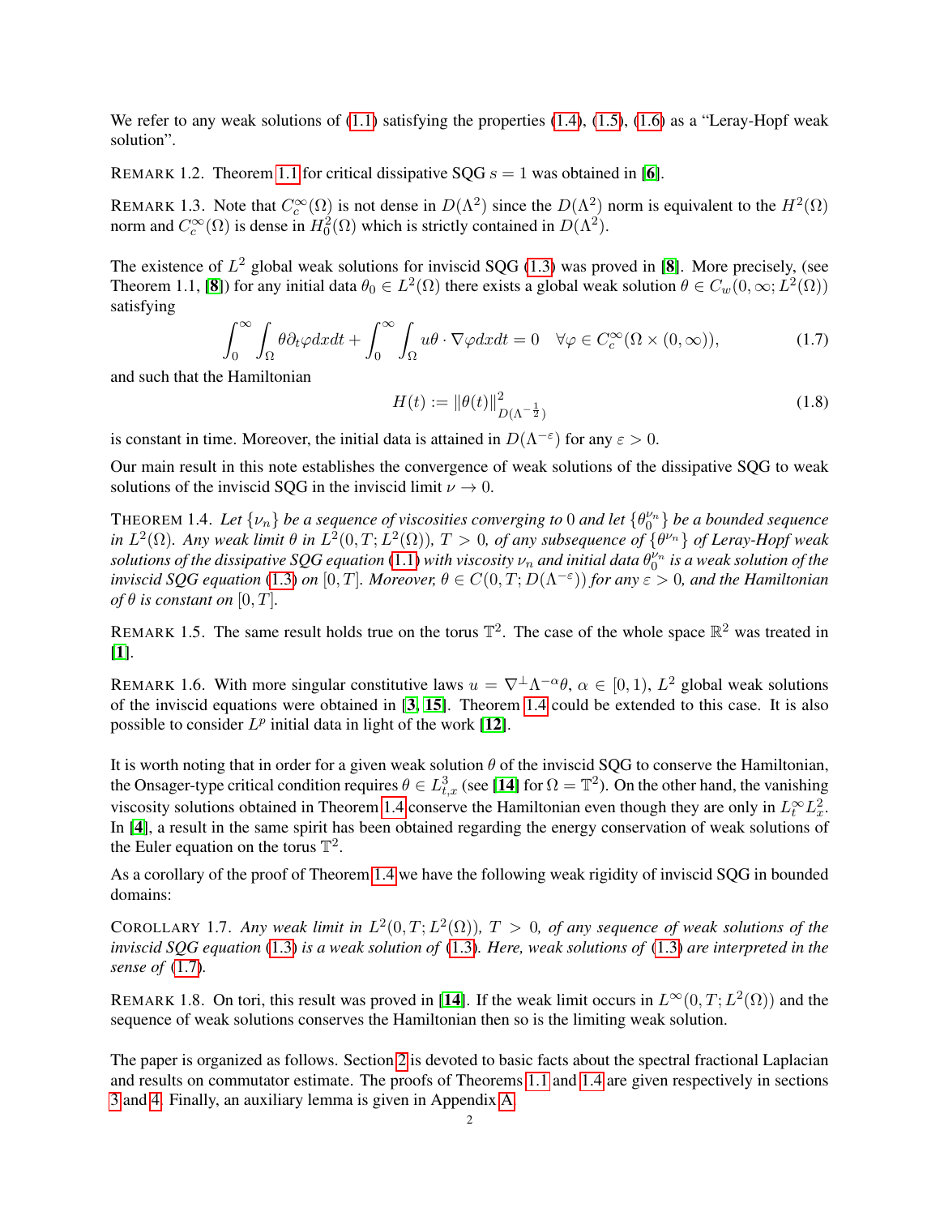We refer to any weak solutions of (1.1) satisfying the properties (1.4), (1.5), (1.6) as a "Leray-Hopf weak solution".

REMARK 1.2. Theorem 1.1 for critical dissipative SQG $s = 1$ was obtained in [6].

REMARK 1.3. Note that $C_c^\infty(\Omega)$ is not dense in $D(\Lambda^2)$ since the $D(\Lambda^2)$ norm is equivalent to the $H^2(\Omega)$ norm and $C_c^\infty(\Omega)$ is dense in $H_0^2(\Omega)$ which is strictly contained in $D(\Lambda^2)$.

The existence of $L^2$ global weak solutions for inviscid SQG (1.3) was proved in [8]. More precisely, (see Theorem 1.1, [8]) for any initial data $\theta_0 \in L^2(\Omega)$ there exists a global weak solution $\theta \in C_w(0,\infty; L^2(\Omega))$ satisfying

$$\int_0^\infty \int_\Omega \theta \partial_t \varphi dx dt + \int_0^\infty \int_\Omega u\theta \cdot \nabla \varphi dx dt = 0 \quad \forall \varphi \in C_c^\infty(\Omega \times (0,\infty)), \tag{1.7}$$

and such that the Hamiltonian

$$H(t) := \|\theta(t)\|^2_{D(\Lambda^{-\frac{1}{2}})} \tag{1.8}$$

is constant in time. Moreover, the initial data is attained in $D(\Lambda^{-\varepsilon})$ for any $\varepsilon > 0$.

Our main result in this note establishes the convergence of weak solutions of the dissipative SQG to weak solutions of the inviscid SQG in the inviscid limit $\nu \to 0$.

THEOREM 1.4. *Let $\{\nu_n\}$ be a sequence of viscosities converging to $0$ and let $\{\theta_0^{\nu_n}\}$ be a bounded sequence in $L^2(\Omega)$. Any weak limit $\theta$ in $L^2(0,T; L^2(\Omega))$, $T > 0$, of any subsequence of $\{\theta^{\nu_n}\}$ of Leray-Hopf weak solutions of the dissipative SQG equation (1.1) with viscosity $\nu_n$ and initial data $\theta_0^{\nu_n}$ is a weak solution of the inviscid SQG equation (1.3) on $[0,T]$. Moreover, $\theta \in C(0,T; D(\Lambda^{-\varepsilon}))$ for any $\varepsilon > 0$, and the Hamiltonian of $\theta$ is constant on $[0,T]$.*

REMARK 1.5. The same result holds true on the torus $\mathbb{T}^2$. The case of the whole space $\mathbb{R}^2$ was treated in [1].

REMARK 1.6. With more singular constitutive laws $u = \nabla^\perp \Lambda^{-\alpha}\theta$, $\alpha \in [0,1)$, $L^2$ global weak solutions of the inviscid equations were obtained in [3, 15]. Theorem 1.4 could be extended to this case. It is also possible to consider $L^p$ initial data in light of the work [12].

It is worth noting that in order for a given weak solution $\theta$ of the inviscid SQG to conserve the Hamiltonian, the Onsager-type critical condition requires $\theta \in L^3_{t,x}$ (see [14] for $\Omega = \mathbb{T}^2$). On the other hand, the vanishing viscosity solutions obtained in Theorem 1.4 conserve the Hamiltonian even though they are only in $L^\infty_t L^2_x$. In [4], a result in the same spirit has been obtained regarding the energy conservation of weak solutions of the Euler equation on the torus $\mathbb{T}^2$.

As a corollary of the proof of Theorem 1.4 we have the following weak rigidity of inviscid SQG in bounded domains:

COROLLARY 1.7. *Any weak limit in $L^2(0,T; L^2(\Omega))$, $T > 0$, of any sequence of weak solutions of the inviscid SQG equation (1.3) is a weak solution of (1.3). Here, weak solutions of (1.3) are interpreted in the sense of (1.7).*

REMARK 1.8. On tori, this result was proved in [14]. If the weak limit occurs in $L^\infty(0,T; L^2(\Omega))$ and the sequence of weak solutions conserves the Hamiltonian then so is the limiting weak solution.

The paper is organized as follows. Section 2 is devoted to basic facts about the spectral fractional Laplacian and results on commutator estimate. The proofs of Theorems 1.1 and 1.4 are given respectively in sections 3 and 4. Finally, an auxiliary lemma is given in Appendix A.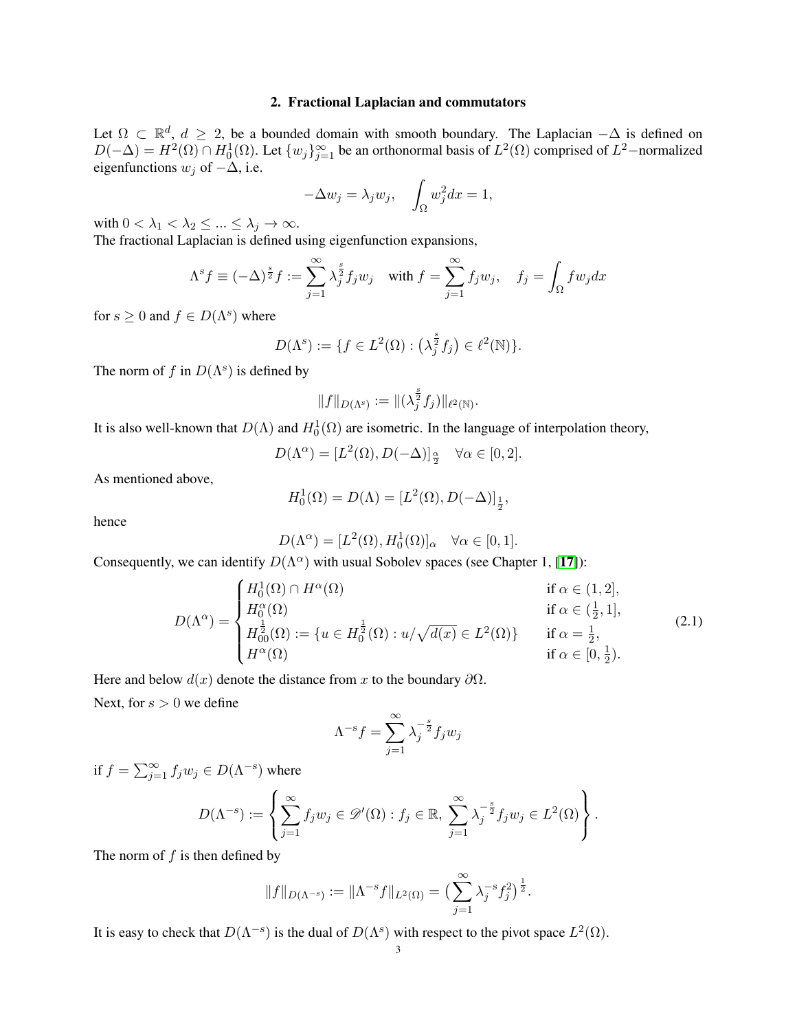## 2. Fractional Laplacian and commutators

Let $\Omega \subset \mathbb{R}^d$, $d \geq 2$, be a bounded domain with smooth boundary. The Laplacian $-\Delta$ is defined on $D(-\Delta) = H^2(\Omega) \cap H_0^1(\Omega)$. Let $\{w_j\}_{j=1}^{\infty}$ be an orthonormal basis of $L^2(\Omega)$ comprised of $L^2-$normalized eigenfunctions $w_j$ of $-\Delta$, i.e.

$$-\Delta w_j = \lambda_j w_j, \quad \int_\Omega w_j^2 dx = 1,$$

with $0 < \lambda_1 < \lambda_2 \leq ... \leq \lambda_j \to \infty$.

The fractional Laplacian is defined using eigenfunction expansions,

$$\Lambda^s f \equiv (-\Delta)^{\frac{s}{2}} f := \sum_{j=1}^{\infty} \lambda_j^{\frac{s}{2}} f_j w_j \quad \text{with } f = \sum_{j=1}^{\infty} f_j w_j, \quad f_j = \int_\Omega f w_j dx$$

for $s \geq 0$ and $f \in D(\Lambda^s)$ where

$$D(\Lambda^s) := \{f \in L^2(\Omega) : \big(\lambda_j^{\frac{s}{2}} f_j\big) \in \ell^2(\mathbb{N})\}.$$

The norm of $f$ in $D(\Lambda^s)$ is defined by

$$\|f\|_{D(\Lambda^s)} := \|(\lambda_j^{\frac{s}{2}} f_j)\|_{\ell^2(\mathbb{N})}.$$

It is also well-known that $D(\Lambda)$ and $H_0^1(\Omega)$ are isometric. In the language of interpolation theory,

$$D(\Lambda^\alpha) = [L^2(\Omega), D(-\Delta)]_{\frac{\alpha}{2}} \quad \forall \alpha \in [0, 2].$$

As mentioned above,

$$H_0^1(\Omega) = D(\Lambda) = [L^2(\Omega), D(-\Delta)]_{\frac{1}{2}},$$

hence

$$D(\Lambda^\alpha) = [L^2(\Omega), H_0^1(\Omega)]_\alpha \quad \forall \alpha \in [0, 1].$$

Consequently, we can identify $D(\Lambda^\alpha)$ with usual Sobolev spaces (see Chapter 1, [17]):

$$D(\Lambda^\alpha) = \begin{cases} H_0^1(\Omega) \cap H^\alpha(\Omega) & \text{if } \alpha \in (1, 2], \\ H_0^\alpha(\Omega) & \text{if } \alpha \in (\frac{1}{2}, 1], \\ H_{00}^{\frac{1}{2}}(\Omega) := \{u \in H_0^{\frac{1}{2}}(\Omega) : u/\sqrt{d(x)} \in L^2(\Omega)\} & \text{if } \alpha = \frac{1}{2}, \\ H^\alpha(\Omega) & \text{if } \alpha \in [0, \frac{1}{2}). \end{cases} \tag{2.1}$$

Here and below $d(x)$ denote the distance from $x$ to the boundary $\partial\Omega$.

Next, for $s > 0$ we define

$$\Lambda^{-s} f = \sum_{j=1}^{\infty} \lambda_j^{-\frac{s}{2}} f_j w_j$$

if $f = \sum_{j=1}^{\infty} f_j w_j \in D(\Lambda^{-s})$ where

$$D(\Lambda^{-s}) := \left\{ \sum_{j=1}^{\infty} f_j w_j \in \mathscr{D}'(\Omega) : f_j \in \mathbb{R},\ \sum_{j=1}^{\infty} \lambda_j^{-\frac{s}{2}} f_j w_j \in L^2(\Omega) \right\}.$$

The norm of $f$ is then defined by

$$\|f\|_{D(\Lambda^{-s})} := \|\Lambda^{-s} f\|_{L^2(\Omega)} = \big(\sum_{j=1}^{\infty} \lambda_j^{-s} f_j^2\big)^{\frac{1}{2}}.$$

It is easy to check that $D(\Lambda^{-s})$ is the dual of $D(\Lambda^s)$ with respect to the pivot space $L^2(\Omega)$.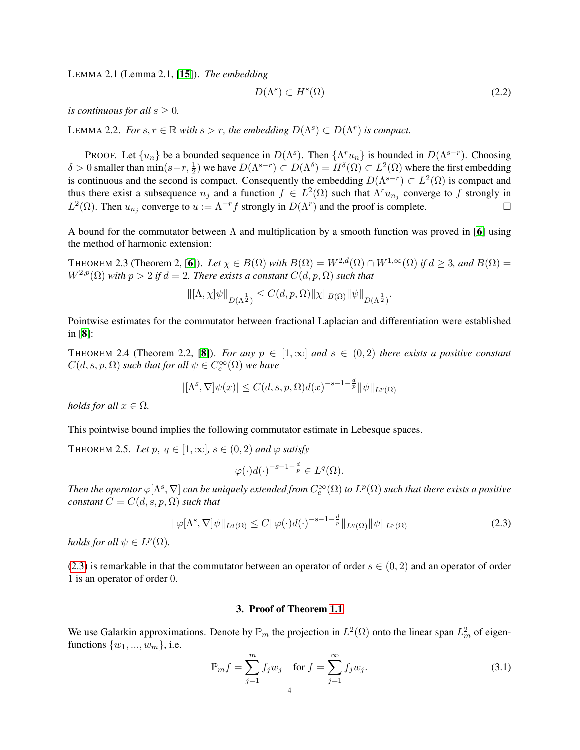LEMMA 2.1 (Lemma 2.1, [15]). *The embedding*

$$D(\Lambda^s) \subset H^s(\Omega) \tag{2.2}$$

*is continuous for all* $s \geq 0$.

LEMMA 2.2. *For* $s, r \in \mathbb{R}$ *with* $s > r$, *the embedding* $D(\Lambda^s) \subset D(\Lambda^r)$ *is compact.*

PROOF. Let $\{u_n\}$ be a bounded sequence in $D(\Lambda^s)$. Then $\{\Lambda^r u_n\}$ is bounded in $D(\Lambda^{s-r})$. Choosing $\delta > 0$ smaller than $\min(s-r, \frac{1}{2})$ we have $D(\Lambda^{s-r}) \subset D(\Lambda^\delta) = H^\delta(\Omega) \subset L^2(\Omega)$ where the first embedding is continuous and the second is compact. Consequently the embedding $D(\Lambda^{s-r}) \subset L^2(\Omega)$ is compact and thus there exist a subsequence $n_j$ and a function $f \in L^2(\Omega)$ such that $\Lambda^r u_{n_j}$ converge to $f$ strongly in $L^2(\Omega)$. Then $u_{n_j}$ converge to $u := \Lambda^{-r} f$ strongly in $D(\Lambda^r)$ and the proof is complete. □

A bound for the commutator between $\Lambda$ and multiplication by a smooth function was proved in [6] using the method of harmonic extension:

THEOREM 2.3 (Theorem 2, [6]). *Let* $\chi \in B(\Omega)$ *with* $B(\Omega) = W^{2,d}(\Omega) \cap W^{1,\infty}(\Omega)$ *if* $d \geq 3$, *and* $B(\Omega) = W^{2,p}(\Omega)$ *with* $p > 2$ *if* $d = 2$. *There exists a constant* $C(d, p, \Omega)$ *such that*

$$\|[\Lambda, \chi]\psi\|_{D(\Lambda^{\frac{1}{2}})} \leq C(d, p, \Omega) \|\chi\|_{B(\Omega)} \|\psi\|_{D(\Lambda^{\frac{1}{2}})}.$$

Pointwise estimates for the commutator between fractional Laplacian and differentiation were established in [8]:

THEOREM 2.4 (Theorem 2.2, [8]). *For any* $p \in [1, \infty]$ *and* $s \in (0, 2)$ *there exists a positive constant* $C(d, s, p, \Omega)$ *such that for all* $\psi \in C_c^\infty(\Omega)$ *we have*

$$|[\Lambda^s, \nabla]\psi(x)| \leq C(d, s, p, \Omega) d(x)^{-s-1-\frac{d}{p}} \|\psi\|_{L^p(\Omega)}$$

*holds for all* $x \in \Omega$.

This pointwise bound implies the following commutator estimate in Lebesque spaces.

THEOREM 2.5. *Let* $p,\ q \in [1, \infty]$, $s \in (0, 2)$ *and* $\varphi$ *satisfy*

$$\varphi(\cdot) d(\cdot)^{-s-1-\frac{d}{p}} \in L^q(\Omega).$$

*Then the operator* $\varphi[\Lambda^s, \nabla]$ *can be uniquely extended from* $C_c^\infty(\Omega)$ *to* $L^p(\Omega)$ *such that there exists a positive constant* $C = C(d, s, p, \Omega)$ *such that*

$$\|\varphi[\Lambda^s, \nabla]\psi\|_{L^q(\Omega)} \leq C \|\varphi(\cdot) d(\cdot)^{-s-1-\frac{d}{p}}\|_{L^q(\Omega)} \|\psi\|_{L^p(\Omega)} \tag{2.3}$$

*holds for all* $\psi \in L^p(\Omega)$.

(2.3) is remarkable in that the commutator between an operator of order $s \in (0, 2)$ and an operator of order 1 is an operator of order 0.

## 3. Proof of Theorem 1.1

We use Galarkin approximations. Denote by $\mathbb{P}_m$ the projection in $L^2(\Omega)$ onto the linear span $L^2_m$ of eigenfunctions $\{w_1, ..., w_m\}$, i.e.

$$\mathbb{P}_m f = \sum_{j=1}^{m} f_j w_j \quad \text{for } f = \sum_{j=1}^{\infty} f_j w_j. \tag{3.1}$$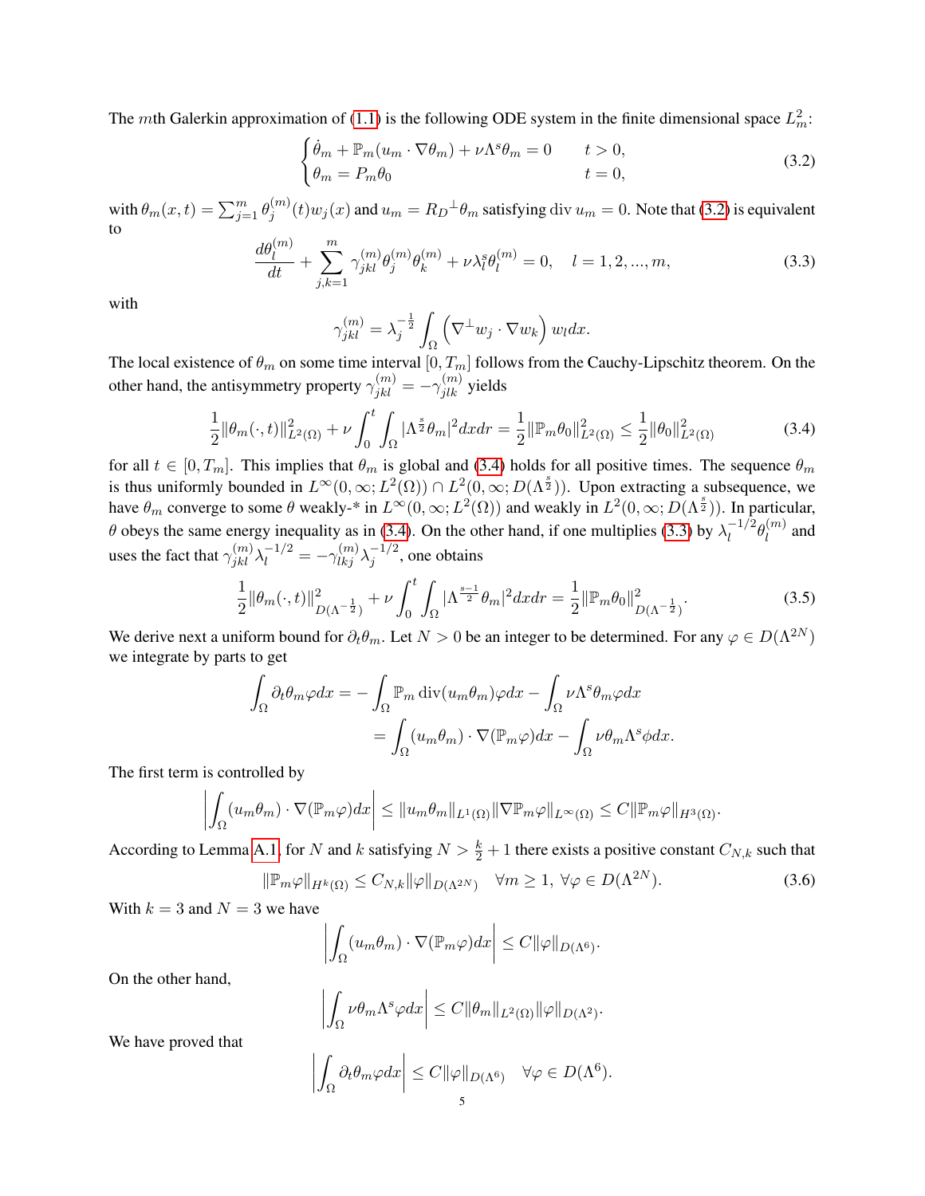The $m$th Galerkin approximation of (1.1) is the following ODE system in the finite dimensional space $L^2_m$:

$$
\begin{cases}
\dot{\theta}_m + \mathbb{P}_m(u_m \cdot \nabla \theta_m) + \nu \Lambda^s \theta_m = 0 & t > 0, \\
\theta_m = P_m \theta_0 & t = 0,
\end{cases}
\tag{3.2}
$$

with $\theta_m(x,t) = \sum_{j=1}^m \theta_j^{(m)}(t) w_j(x)$ and $u_m = R_D{}^\perp \theta_m$ satisfying $\operatorname{div} u_m = 0$. Note that (3.2) is equivalent to

$$
\frac{d\theta_l^{(m)}}{dt} + \sum_{j,k=1}^m \gamma_{jkl}^{(m)} \theta_j^{(m)} \theta_k^{(m)} + \nu \lambda_l^s \theta_l^{(m)} = 0, \quad l = 1, 2, ..., m,
\tag{3.3}
$$

with

$$
\gamma_{jkl}^{(m)} = \lambda_j^{-\frac{1}{2}} \int_\Omega \left( \nabla^\perp w_j \cdot \nabla w_k \right) w_l dx.
$$

The local existence of $\theta_m$ on some time interval $[0, T_m]$ follows from the Cauchy-Lipschitz theorem. On the other hand, the antisymmetry property $\gamma_{jkl}^{(m)} = -\gamma_{jlk}^{(m)}$ yields

$$
\frac{1}{2} \|\theta_m(\cdot,t)\|^2_{L^2(\Omega)} + \nu \int_0^t \int_\Omega |\Lambda^{\frac{s}{2}} \theta_m|^2 dx dr = \frac{1}{2} \|\mathbb{P}_m \theta_0\|^2_{L^2(\Omega)} \leq \frac{1}{2} \|\theta_0\|^2_{L^2(\Omega)}
\tag{3.4}
$$

for all $t \in [0, T_m]$. This implies that $\theta_m$ is global and (3.4) holds for all positive times. The sequence $\theta_m$ is thus uniformly bounded in $L^\infty(0,\infty; L^2(\Omega)) \cap L^2(0,\infty; D(\Lambda^{\frac{s}{2}}))$. Upon extracting a subsequence, we have $\theta_m$ converge to some $\theta$ weakly-* in $L^\infty(0,\infty; L^2(\Omega))$ and weakly in $L^2(0,\infty; D(\Lambda^{\frac{s}{2}}))$. In particular, $\theta$ obeys the same energy inequality as in (3.4). On the other hand, if one multiplies (3.3) by $\lambda_l^{-1/2} \theta_l^{(m)}$ and uses the fact that $\gamma_{jkl}^{(m)} \lambda_l^{-1/2} = -\gamma_{lkj}^{(m)} \lambda_j^{-1/2}$, one obtains

$$
\frac{1}{2} \|\theta_m(\cdot,t)\|^2_{D(\Lambda^{-\frac{1}{2}})} + \nu \int_0^t \int_\Omega |\Lambda^{\frac{s-1}{2}} \theta_m|^2 dx dr = \frac{1}{2} \|\mathbb{P}_m \theta_0\|^2_{D(\Lambda^{-\frac{1}{2}})}.
\tag{3.5}
$$

We derive next a uniform bound for $\partial_t \theta_m$. Let $N > 0$ be an integer to be determined. For any $\varphi \in D(\Lambda^{2N})$ we integrate by parts to get

$$
\begin{aligned}
\int_\Omega \partial_t \theta_m \varphi dx &= -\int_\Omega \mathbb{P}_m \operatorname{div}(u_m \theta_m) \varphi dx - \int_\Omega \nu \Lambda^s \theta_m \varphi dx \\
&= \int_\Omega (u_m \theta_m) \cdot \nabla(\mathbb{P}_m \varphi) dx - \int_\Omega \nu \theta_m \Lambda^s \phi dx.
\end{aligned}
$$

The first term is controlled by

$$
\left| \int_\Omega (u_m \theta_m) \cdot \nabla(\mathbb{P}_m \varphi) dx \right| \leq \|u_m \theta_m\|_{L^1(\Omega)} \|\nabla \mathbb{P}_m \varphi\|_{L^\infty(\Omega)} \leq C \|\mathbb{P}_m \varphi\|_{H^3(\Omega)}.
$$

According to Lemma A.1, for $N$ and $k$ satisfying $N > \frac{k}{2} + 1$ there exists a positive constant $C_{N,k}$ such that

$$
\|\mathbb{P}_m \varphi\|_{H^k(\Omega)} \leq C_{N,k} \|\varphi\|_{D(\Lambda^{2N})} \quad \forall m \geq 1, \ \forall \varphi \in D(\Lambda^{2N}).
\tag{3.6}
$$

With $k = 3$ and $N = 3$ we have

$$
\left| \int_\Omega (u_m \theta_m) \cdot \nabla(\mathbb{P}_m \varphi) dx \right| \leq C \|\varphi\|_{D(\Lambda^6)}.
$$

On the other hand,

$$
\left| \int_\Omega \nu \theta_m \Lambda^s \varphi dx \right| \leq C \|\theta_m\|_{L^2(\Omega)} \|\varphi\|_{D(\Lambda^2)}.
$$

We have proved that

$$
\left| \int_\Omega \partial_t \theta_m \varphi dx \right| \leq C \|\varphi\|_{D(\Lambda^6)} \quad \forall \varphi \in D(\Lambda^6).
$$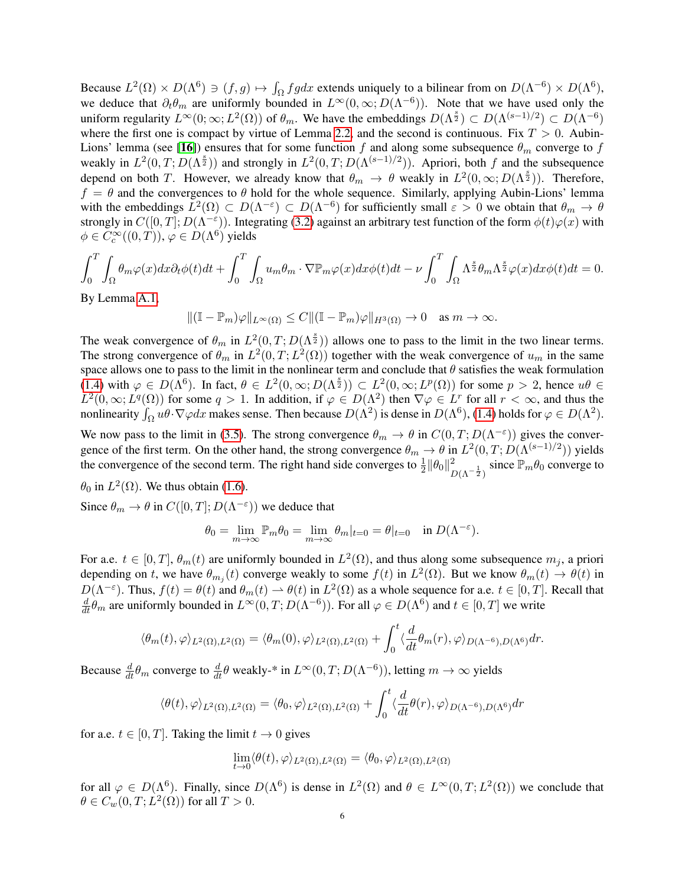Because $L^2(\Omega) \times D(\Lambda^6) \ni (f,g) \mapsto \int_\Omega fg dx$ extends uniquely to a bilinear from on $D(\Lambda^{-6}) \times D(\Lambda^6)$, we deduce that $\partial_t \theta_m$ are uniformly bounded in $L^\infty(0,\infty; D(\Lambda^{-6}))$. Note that we have used only the uniform regularity $L^\infty(0;\infty; L^2(\Omega))$ of $\theta_m$. We have the embeddings $D(\Lambda^{\frac{s}{2}}) \subset D(\Lambda^{(s-1)/2}) \subset D(\Lambda^{-6})$ where the first one is compact by virtue of Lemma 2.2, and the second is continuous. Fix $T > 0$. Aubin-Lions' lemma (see [**16**]) ensures that for some function $f$ and along some subsequence $\theta_m$ converge to $f$ weakly in $L^2(0,T; D(\Lambda^{\frac{s}{2}}))$ and strongly in $L^2(0,T; D(\Lambda^{(s-1)/2}))$. Apriori, both $f$ and the subsequence depend on both $T$. However, we already know that $\theta_m \to \theta$ weakly in $L^2(0,\infty; D(\Lambda^{\frac{s}{2}}))$. Therefore, $f = \theta$ and the convergences to $\theta$ hold for the whole sequence. Similarly, applying Aubin-Lions' lemma with the embeddings $L^2(\Omega) \subset D(\Lambda^{-\varepsilon}) \subset D(\Lambda^{-6})$ for sufficiently small $\varepsilon > 0$ we obtain that $\theta_m \to \theta$ strongly in $C([0,T]; D(\Lambda^{-\varepsilon}))$. Integrating (3.2) against an arbitrary test function of the form $\phi(t)\varphi(x)$ with $\phi \in C_c^\infty((0,T))$, $\varphi \in D(\Lambda^6)$ yields

$$\int_0^T \int_\Omega \theta_m \varphi(x) dx \partial_t \phi(t) dt + \int_0^T \int_\Omega u_m \theta_m \cdot \nabla \mathbb{P}_m \varphi(x) dx \phi(t) dt - \nu \int_0^T \int_\Omega \Lambda^{\frac{s}{2}} \theta_m \Lambda^{\frac{s}{2}} \varphi(x) dx \phi(t) dt = 0.$$

By Lemma A.1,

$$\|(\mathbb{I} - \mathbb{P}_m)\varphi\|_{L^\infty(\Omega)} \le C \|(\mathbb{I} - \mathbb{P}_m)\varphi\|_{H^3(\Omega)} \to 0 \quad \text{as } m \to \infty.$$

The weak convergence of $\theta_m$ in $L^2(0,T; D(\Lambda^{\frac{s}{2}}))$ allows one to pass to the limit in the two linear terms. The strong convergence of $\theta_m$ in $L^2(0,T; L^2(\Omega))$ together with the weak convergence of $u_m$ in the same space allows one to pass to the limit in the nonlinear term and conclude that $\theta$ satisfies the weak formulation (1.4) with $\varphi \in D(\Lambda^6)$. In fact, $\theta \in L^2(0,\infty; D(\Lambda^{\frac{s}{2}})) \subset L^2(0,\infty; L^p(\Omega))$ for some $p > 2$, hence $u\theta \in L^2(0,\infty; L^q(\Omega))$ for some $q > 1$. In addition, if $\varphi \in D(\Lambda^2)$ then $\nabla \varphi \in L^r$ for all $r < \infty$, and thus the nonlinearity $\int_\Omega u\theta \cdot \nabla \varphi dx$ makes sense. Then because $D(\Lambda^2)$ is dense in $D(\Lambda^6)$, (1.4) holds for $\varphi \in D(\Lambda^2)$.

We now pass to the limit in (3.5). The strong convergence $\theta_m \to \theta$ in $C(0,T; D(\Lambda^{-\varepsilon}))$ gives the convergence of the first term. On the other hand, the strong convergence $\theta_m \to \theta$ in $L^2(0,T; D(\Lambda^{(s-1)/2}))$ yields the convergence of the second term. The right hand side converges to $\frac{1}{2}\|\theta_0\|^2_{D(\Lambda^{-\frac{1}{2}})}$ since $\mathbb{P}_m \theta_0$ converge to $\theta_0$ in $L^2(\Omega)$. We thus obtain (1.6).

Since $\theta_m \to \theta$ in $C([0,T]; D(\Lambda^{-\varepsilon}))$ we deduce that

$$\theta_0 = \lim_{m\to\infty} \mathbb{P}_m \theta_0 = \lim_{m\to\infty} \theta_m|_{t=0} = \theta|_{t=0} \quad \text{in } D(\Lambda^{-\varepsilon}).$$

For a.e. $t \in [0,T]$, $\theta_m(t)$ are uniformly bounded in $L^2(\Omega)$, and thus along some subsequence $m_j$, a priori depending on $t$, we have $\theta_{m_j}(t)$ converge weakly to some $f(t)$ in $L^2(\Omega)$. But we know $\theta_m(t) \to \theta(t)$ in $D(\Lambda^{-\varepsilon})$. Thus, $f(t) = \theta(t)$ and $\theta_m(t) \rightharpoonup \theta(t)$ in $L^2(\Omega)$ as a whole sequence for a.e. $t \in [0,T]$. Recall that $\frac{d}{dt}\theta_m$ are uniformly bounded in $L^\infty(0,T; D(\Lambda^{-6}))$. For all $\varphi \in D(\Lambda^6)$ and $t \in [0,T]$ we write

$$\langle \theta_m(t), \varphi \rangle_{L^2(\Omega), L^2(\Omega)} = \langle \theta_m(0), \varphi \rangle_{L^2(\Omega), L^2(\Omega)} + \int_0^t \langle \frac{d}{dt}\theta_m(r), \varphi \rangle_{D(\Lambda^{-6}), D(\Lambda^6)} dr.$$

Because $\frac{d}{dt}\theta_m$ converge to $\frac{d}{dt}\theta$ weakly-* in $L^\infty(0,T; D(\Lambda^{-6}))$, letting $m \to \infty$ yields

$$\langle \theta(t), \varphi \rangle_{L^2(\Omega), L^2(\Omega)} = \langle \theta_0, \varphi \rangle_{L^2(\Omega), L^2(\Omega)} + \int_0^t \langle \frac{d}{dt}\theta(r), \varphi \rangle_{D(\Lambda^{-6}), D(\Lambda^6)} dr$$

for a.e. $t \in [0,T]$. Taking the limit $t \to 0$ gives

$$\lim_{t\to 0} \langle \theta(t), \varphi \rangle_{L^2(\Omega), L^2(\Omega)} = \langle \theta_0, \varphi \rangle_{L^2(\Omega), L^2(\Omega)}$$

for all $\varphi \in D(\Lambda^6)$. Finally, since $D(\Lambda^6)$ is dense in $L^2(\Omega)$ and $\theta \in L^\infty(0,T; L^2(\Omega))$ we conclude that $\theta \in C_w(0,T; L^2(\Omega))$ for all $T > 0$.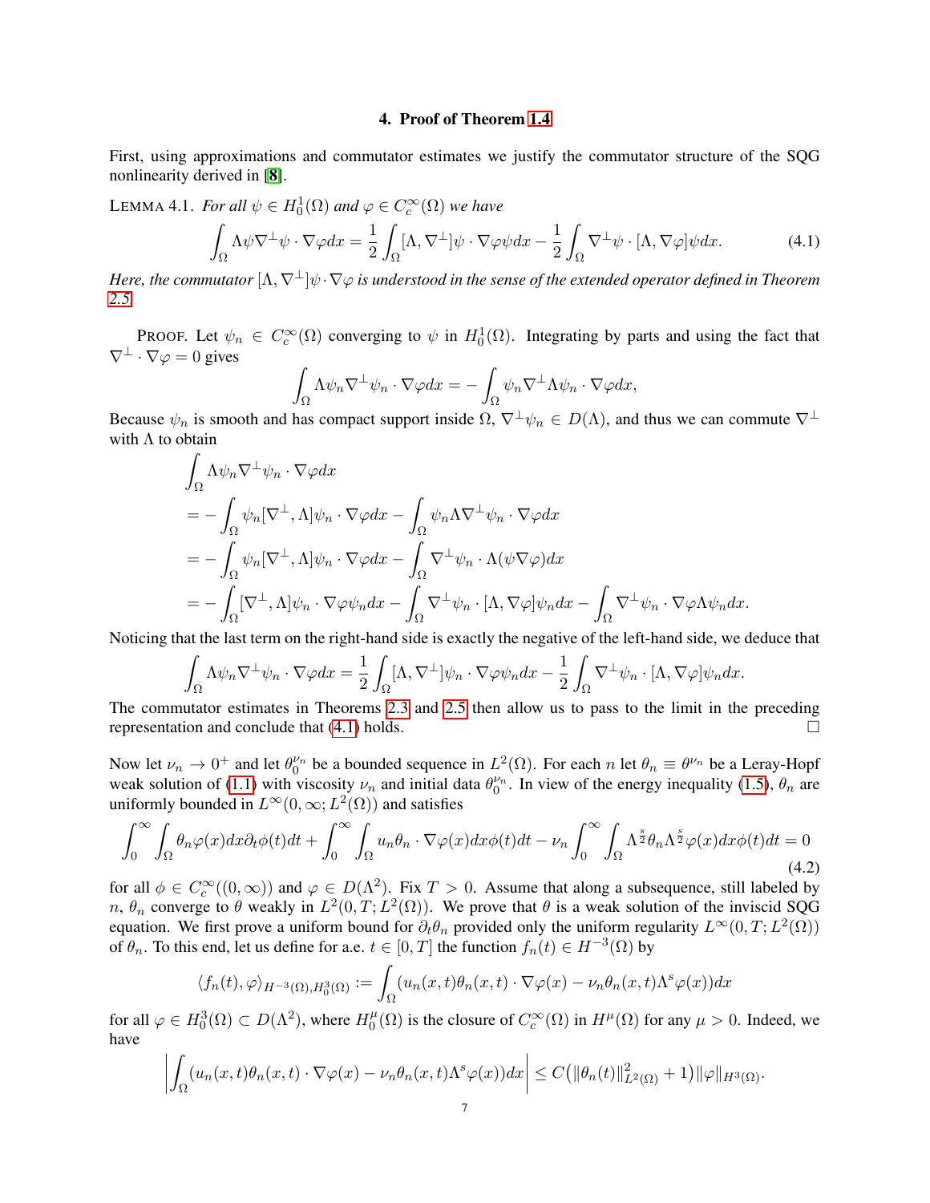## 4. Proof of Theorem 1.4

First, using approximations and commutator estimates we justify the commutator structure of the SQG nonlinearity derived in [8].

LEMMA 4.1. *For all $\psi \in H_0^1(\Omega)$ and $\varphi \in C_c^\infty(\Omega)$ we have*

$$\int_\Omega \Lambda\psi \nabla^\perp \psi \cdot \nabla\varphi dx = \frac{1}{2}\int_\Omega [\Lambda, \nabla^\perp]\psi \cdot \nabla\varphi \psi dx - \frac{1}{2}\int_\Omega \nabla^\perp \psi \cdot [\Lambda, \nabla\varphi]\psi dx. \tag{4.1}$$

*Here, the commutator $[\Lambda, \nabla^\perp]\psi \cdot \nabla\varphi$ is understood in the sense of the extended operator defined in Theorem 2.5.*

PROOF. Let $\psi_n \in C_c^\infty(\Omega)$ converging to $\psi$ in $H_0^1(\Omega)$. Integrating by parts and using the fact that $\nabla^\perp \cdot \nabla\varphi = 0$ gives

$$\int_\Omega \Lambda\psi_n \nabla^\perp\psi_n \cdot \nabla\varphi dx = -\int_\Omega \psi_n \nabla^\perp \Lambda\psi_n \cdot \nabla\varphi dx,$$

Because $\psi_n$ is smooth and has compact support inside $\Omega$, $\nabla^\perp\psi_n \in D(\Lambda)$, and thus we can commute $\nabla^\perp$ with $\Lambda$ to obtain

$$\begin{aligned}
&\int_\Omega \Lambda\psi_n \nabla^\perp\psi_n \cdot \nabla\varphi dx \\
&= -\int_\Omega \psi_n [\nabla^\perp, \Lambda]\psi_n \cdot \nabla\varphi dx - \int_\Omega \psi_n \Lambda\nabla^\perp\psi_n \cdot \nabla\varphi dx \\
&= -\int_\Omega \psi_n [\nabla^\perp, \Lambda]\psi_n \cdot \nabla\varphi dx - \int_\Omega \nabla^\perp\psi_n \cdot \Lambda(\psi \nabla\varphi) dx \\
&= -\int_\Omega [\nabla^\perp, \Lambda]\psi_n \cdot \nabla\varphi \psi_n dx - \int_\Omega \nabla^\perp\psi_n \cdot [\Lambda, \nabla\varphi]\psi_n dx - \int_\Omega \nabla^\perp\psi_n \cdot \nabla\varphi \Lambda\psi_n dx.
\end{aligned}$$

Noticing that the last term on the right-hand side is exactly the negative of the left-hand side, we deduce that

$$\int_\Omega \Lambda\psi_n \nabla^\perp\psi_n \cdot \nabla\varphi dx = \frac{1}{2}\int_\Omega [\Lambda, \nabla^\perp]\psi_n \cdot \nabla\varphi\psi_n dx - \frac{1}{2}\int_\Omega \nabla^\perp\psi_n \cdot [\Lambda, \nabla\varphi]\psi_n dx.$$

The commutator estimates in Theorems 2.3 and 2.5 then allow us to pass to the limit in the preceding representation and conclude that (4.1) holds. □

Now let $\nu_n \to 0^+$ and let $\theta_0^{\nu_n}$ be a bounded sequence in $L^2(\Omega)$. For each $n$ let $\theta_n \equiv \theta^{\nu_n}$ be a Leray-Hopf weak solution of (1.1) with viscosity $\nu_n$ and initial data $\theta_0^{\nu_n}$. In view of the energy inequality (1.5), $\theta_n$ are uniformly bounded in $L^\infty(0, \infty; L^2(\Omega))$ and satisfies

$$\int_0^\infty \int_\Omega \theta_n\varphi(x)dx\partial_t\phi(t)dt + \int_0^\infty \int_\Omega u_n\theta_n \cdot \nabla\varphi(x)dx\phi(t)dt - \nu_n\int_0^\infty \int_\Omega \Lambda^{\frac{s}{2}}\theta_n\Lambda^{\frac{s}{2}}\varphi(x)dx\phi(t)dt = 0 \tag{4.2}$$

for all $\phi \in C_c^\infty((0, \infty))$ and $\varphi \in D(\Lambda^2)$. Fix $T > 0$. Assume that along a subsequence, still labeled by $n$, $\theta_n$ converge to $\theta$ weakly in $L^2(0, T; L^2(\Omega))$. We prove that $\theta$ is a weak solution of the inviscid SQG equation. We first prove a uniform bound for $\partial_t\theta_n$ provided only the uniform regularity $L^\infty(0, T; L^2(\Omega))$ of $\theta_n$. To this end, let us define for a.e. $t \in [0, T]$ the function $f_n(t) \in H^{-3}(\Omega)$ by

$$\langle f_n(t), \varphi\rangle_{H^{-3}(\Omega), H_0^3(\Omega)} := \int_\Omega (u_n(x, t)\theta_n(x, t) \cdot \nabla\varphi(x) - \nu_n\theta_n(x, t)\Lambda^s\varphi(x))dx$$

for all $\varphi \in H_0^3(\Omega) \subset D(\Lambda^2)$, where $H_0^\mu(\Omega)$ is the closure of $C_c^\infty(\Omega)$ in $H^\mu(\Omega)$ for any $\mu > 0$. Indeed, we have

$$\left|\int_\Omega (u_n(x, t)\theta_n(x, t) \cdot \nabla\varphi(x) - \nu_n\theta_n(x, t)\Lambda^s\varphi(x))dx\right| \le C\big(\|\theta_n(t)\|_{L^2(\Omega)}^2 + 1\big)\|\varphi\|_{H^3(\Omega)}.$$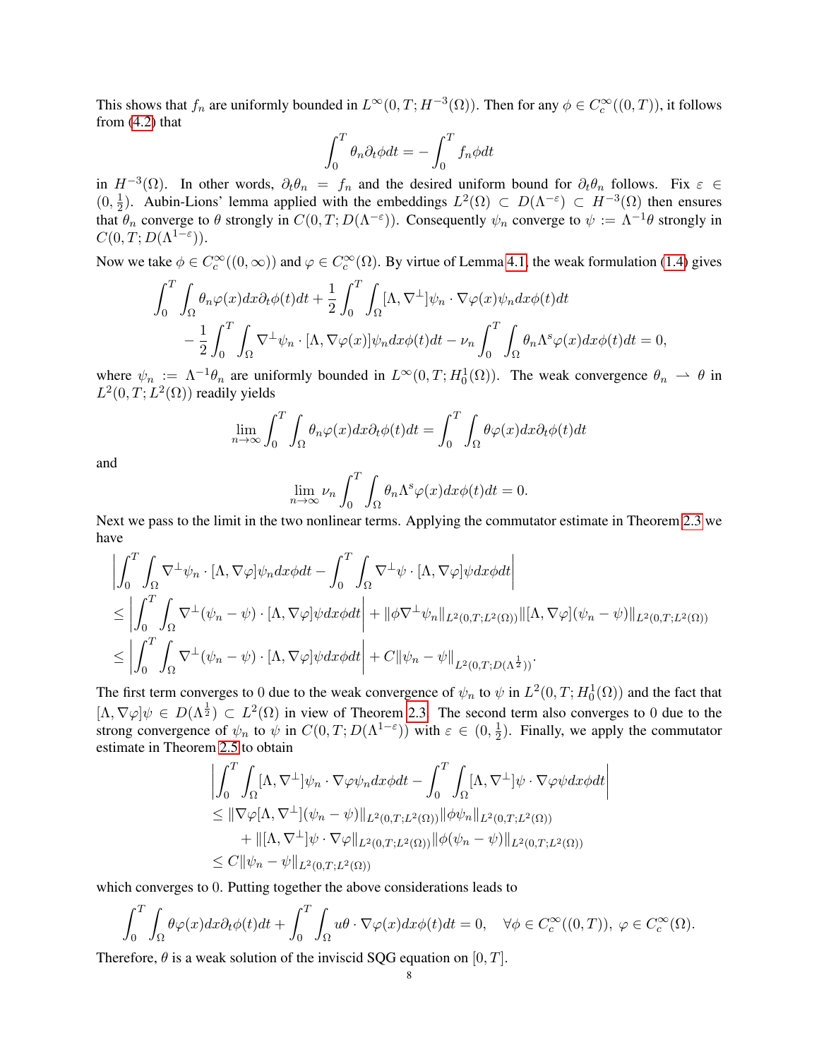This shows that $f_n$ are uniformly bounded in $L^\infty(0,T;H^{-3}(\Omega))$. Then for any $\phi \in C_c^\infty((0,T))$, it follows from (4.2) that

$$\int_0^T \theta_n \partial_t \phi dt = -\int_0^T f_n \phi dt$$

in $H^{-3}(\Omega)$. In other words, $\partial_t \theta_n = f_n$ and the desired uniform bound for $\partial_t \theta_n$ follows. Fix $\varepsilon \in (0, \frac{1}{2})$. Aubin-Lions' lemma applied with the embeddings $L^2(\Omega) \subset D(\Lambda^{-\varepsilon}) \subset H^{-3}(\Omega)$ then ensures that $\theta_n$ converge to $\theta$ strongly in $C(0,T;D(\Lambda^{-\varepsilon}))$. Consequently $\psi_n$ converge to $\psi := \Lambda^{-1}\theta$ strongly in $C(0,T;D(\Lambda^{1-\varepsilon}))$.

Now we take $\phi \in C_c^\infty((0,\infty))$ and $\varphi \in C_c^\infty(\Omega)$. By virtue of Lemma 4.1, the weak formulation (1.4) gives

$$\begin{aligned}
&\int_0^T \int_\Omega \theta_n \varphi(x) dx \partial_t \phi(t) dt + \frac{1}{2}\int_0^T \int_\Omega [\Lambda, \nabla^\perp]\psi_n \cdot \nabla\varphi(x) \psi_n dx \phi(t) dt \\
&\quad - \frac{1}{2}\int_0^T \int_\Omega \nabla^\perp \psi_n \cdot [\Lambda, \nabla\varphi(x)]\psi_n dx \phi(t) dt - \nu_n \int_0^T \int_\Omega \theta_n \Lambda^s \varphi(x) dx \phi(t) dt = 0,
\end{aligned}$$

where $\psi_n := \Lambda^{-1}\theta_n$ are uniformly bounded in $L^\infty(0,T;H_0^1(\Omega))$. The weak convergence $\theta_n \rightharpoonup \theta$ in $L^2(0,T;L^2(\Omega))$ readily yields

$$\lim_{n\to\infty} \int_0^T \int_\Omega \theta_n \varphi(x) dx \partial_t \phi(t) dt = \int_0^T \int_\Omega \theta \varphi(x) dx \partial_t \phi(t) dt$$

and

$$\lim_{n\to\infty} \nu_n \int_0^T \int_\Omega \theta_n \Lambda^s \varphi(x) dx \phi(t) dt = 0.$$

Next we pass to the limit in the two nonlinear terms. Applying the commutator estimate in Theorem 2.3 we have

$$\begin{aligned}
&\left| \int_0^T \int_\Omega \nabla^\perp \psi_n \cdot [\Lambda, \nabla\varphi]\psi_n dx \phi dt - \int_0^T \int_\Omega \nabla^\perp \psi \cdot [\Lambda, \nabla\varphi]\psi dx \phi dt \right| \\
&\le \left| \int_0^T \int_\Omega \nabla^\perp(\psi_n - \psi) \cdot [\Lambda, \nabla\varphi]\psi dx \phi dt \right| + \|\phi \nabla^\perp \psi_n\|_{L^2(0,T;L^2(\Omega))} \|[\Lambda, \nabla\varphi](\psi_n - \psi)\|_{L^2(0,T;L^2(\Omega))} \\
&\le \left| \int_0^T \int_\Omega \nabla^\perp(\psi_n - \psi) \cdot [\Lambda, \nabla\varphi]\psi dx \phi dt \right| + C\|\psi_n - \psi\|_{L^2(0,T;D(\Lambda^{\frac{1}{2}}))}.
\end{aligned}$$

The first term converges to 0 due to the weak convergence of $\psi_n$ to $\psi$ in $L^2(0,T;H_0^1(\Omega))$ and the fact that $[\Lambda, \nabla\varphi]\psi \in D(\Lambda^{\frac{1}{2}}) \subset L^2(\Omega)$ in view of Theorem 2.3. The second term also converges to 0 due to the strong convergence of $\psi_n$ to $\psi$ in $C(0,T;D(\Lambda^{1-\varepsilon}))$ with $\varepsilon \in (0, \frac{1}{2})$. Finally, we apply the commutator estimate in Theorem 2.5 to obtain

$$\begin{aligned}
&\left| \int_0^T \int_\Omega [\Lambda, \nabla^\perp]\psi_n \cdot \nabla\varphi \psi_n dx \phi dt - \int_0^T \int_\Omega [\Lambda, \nabla^\perp]\psi \cdot \nabla\varphi \psi dx \phi dt \right| \\
&\le \|\nabla\varphi [\Lambda, \nabla^\perp](\psi_n - \psi)\|_{L^2(0,T;L^2(\Omega))} \|\phi \psi_n\|_{L^2(0,T;L^2(\Omega))} \\
&\quad + \|[\Lambda, \nabla^\perp]\psi \cdot \nabla\varphi\|_{L^2(0,T;L^2(\Omega))} \|\phi(\psi_n - \psi)\|_{L^2(0,T;L^2(\Omega))} \\
&\le C\|\psi_n - \psi\|_{L^2(0,T;L^2(\Omega))}
\end{aligned}$$

which converges to 0. Putting together the above considerations leads to

$$\int_0^T \int_\Omega \theta \varphi(x) dx \partial_t \phi(t) dt + \int_0^T \int_\Omega u\theta \cdot \nabla\varphi(x) dx \phi(t) dt = 0, \quad \forall \phi \in C_c^\infty((0,T)),\ \varphi \in C_c^\infty(\Omega).$$

Therefore, $\theta$ is a weak solution of the inviscid SQG equation on $[0,T]$.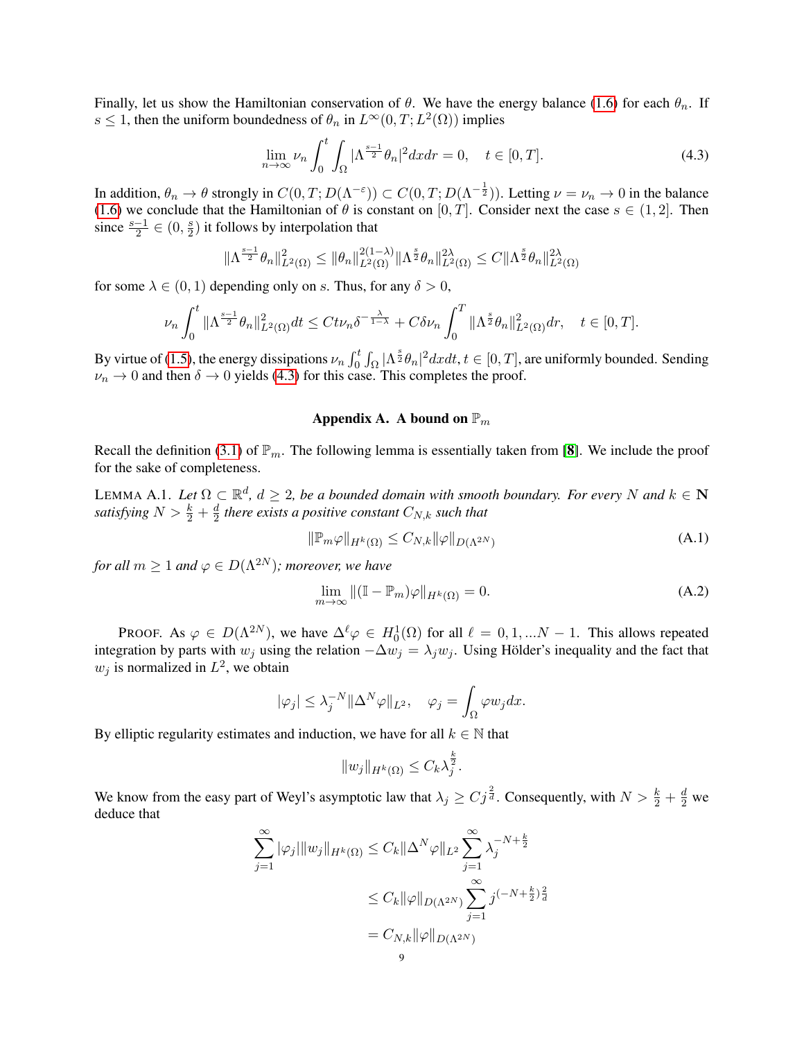Finally, let us show the Hamiltonian conservation of $\theta$. We have the energy balance (1.6) for each $\theta_n$. If $s \le 1$, then the uniform boundedness of $\theta_n$ in $L^\infty(0,T;L^2(\Omega))$ implies

$$\lim_{n\to\infty} \nu_n \int_0^t \int_\Omega |\Lambda^{\frac{s-1}{2}}\theta_n|^2 dx dr = 0, \quad t \in [0,T]. \tag{4.3}$$

In addition, $\theta_n \to \theta$ strongly in $C(0,T;D(\Lambda^{-\varepsilon})) \subset C(0,T;D(\Lambda^{-\frac{1}{2}}))$. Letting $\nu = \nu_n \to 0$ in the balance (1.6) we conclude that the Hamiltonian of $\theta$ is constant on $[0,T]$. Consider next the case $s \in (1,2]$. Then since $\frac{s-1}{2} \in (0, \frac{s}{2})$ it follows by interpolation that

$$\|\Lambda^{\frac{s-1}{2}}\theta_n\|^2_{L^2(\Omega)} \le \|\theta_n\|^{2(1-\lambda)}_{L^2(\Omega)} \|\Lambda^{\frac{s}{2}}\theta_n\|^{2\lambda}_{L^2(\Omega)} \le C\|\Lambda^{\frac{s}{2}}\theta_n\|^{2\lambda}_{L^2(\Omega)}$$

for some $\lambda \in (0,1)$ depending only on $s$. Thus, for any $\delta > 0$,

$$\nu_n \int_0^t \|\Lambda^{\frac{s-1}{2}}\theta_n\|^2_{L^2(\Omega)} dt \le Ct\nu_n \delta^{-\frac{\lambda}{1-\lambda}} + C\delta\nu_n \int_0^T \|\Lambda^{\frac{s}{2}}\theta_n\|^2_{L^2(\Omega)} dr, \quad t \in [0,T].$$

By virtue of (1.5), the energy dissipations $\nu_n \int_0^t \int_\Omega |\Lambda^{\frac{s}{2}}\theta_n|^2 dx dt$, $t \in [0,T]$, are uniformly bounded. Sending $\nu_n \to 0$ and then $\delta \to 0$ yields (4.3) for this case. This completes the proof.

## Appendix A. A bound on $\mathbb{P}_m$

Recall the definition (3.1) of $\mathbb{P}_m$. The following lemma is essentially taken from [**8**]. We include the proof for the sake of completeness.

LEMMA A.1. *Let $\Omega \subset \mathbb{R}^d$, $d \ge 2$, be a bounded domain with smooth boundary. For every $N$ and $k \in \mathbf{N}$ satisfying $N > \frac{k}{2} + \frac{d}{2}$ there exists a positive constant $C_{N,k}$ such that*

$$\|\mathbb{P}_m \varphi\|_{H^k(\Omega)} \le C_{N,k} \|\varphi\|_{D(\Lambda^{2N})} \tag{A.1}$$

*for all $m \ge 1$ and $\varphi \in D(\Lambda^{2N})$; moreover, we have*

$$\lim_{m\to\infty} \|(\mathbb{I} - \mathbb{P}_m)\varphi\|_{H^k(\Omega)} = 0. \tag{A.2}$$

PROOF. As $\varphi \in D(\Lambda^{2N})$, we have $\Delta^\ell \varphi \in H^1_0(\Omega)$ for all $\ell = 0, 1, ... N-1$. This allows repeated integration by parts with $w_j$ using the relation $-\Delta w_j = \lambda_j w_j$. Using Hölder's inequality and the fact that $w_j$ is normalized in $L^2$, we obtain

$$|\varphi_j| \le \lambda_j^{-N} \|\Delta^N \varphi\|_{L^2}, \quad \varphi_j = \int_\Omega \varphi w_j dx.$$

By elliptic regularity estimates and induction, we have for all $k \in \mathbb{N}$ that

$$\|w_j\|_{H^k(\Omega)} \le C_k \lambda_j^{\frac{k}{2}}.$$

We know from the easy part of Weyl's asymptotic law that $\lambda_j \ge C j^{\frac{2}{d}}$. Consequently, with $N > \frac{k}{2} + \frac{d}{2}$ we deduce that

$$\begin{aligned}
\sum_{j=1}^\infty |\varphi_j| \|w_j\|_{H^k(\Omega)} &\le C_k \|\Delta^N \varphi\|_{L^2} \sum_{j=1}^\infty \lambda_j^{-N+\frac{k}{2}} \\
&\le C_k \|\varphi\|_{D(\Lambda^{2N})} \sum_{j=1}^\infty j^{(-N+\frac{k}{2})\frac{2}{d}} \\
&= C_{N,k} \|\varphi\|_{D(\Lambda^{2N})}
\end{aligned}$$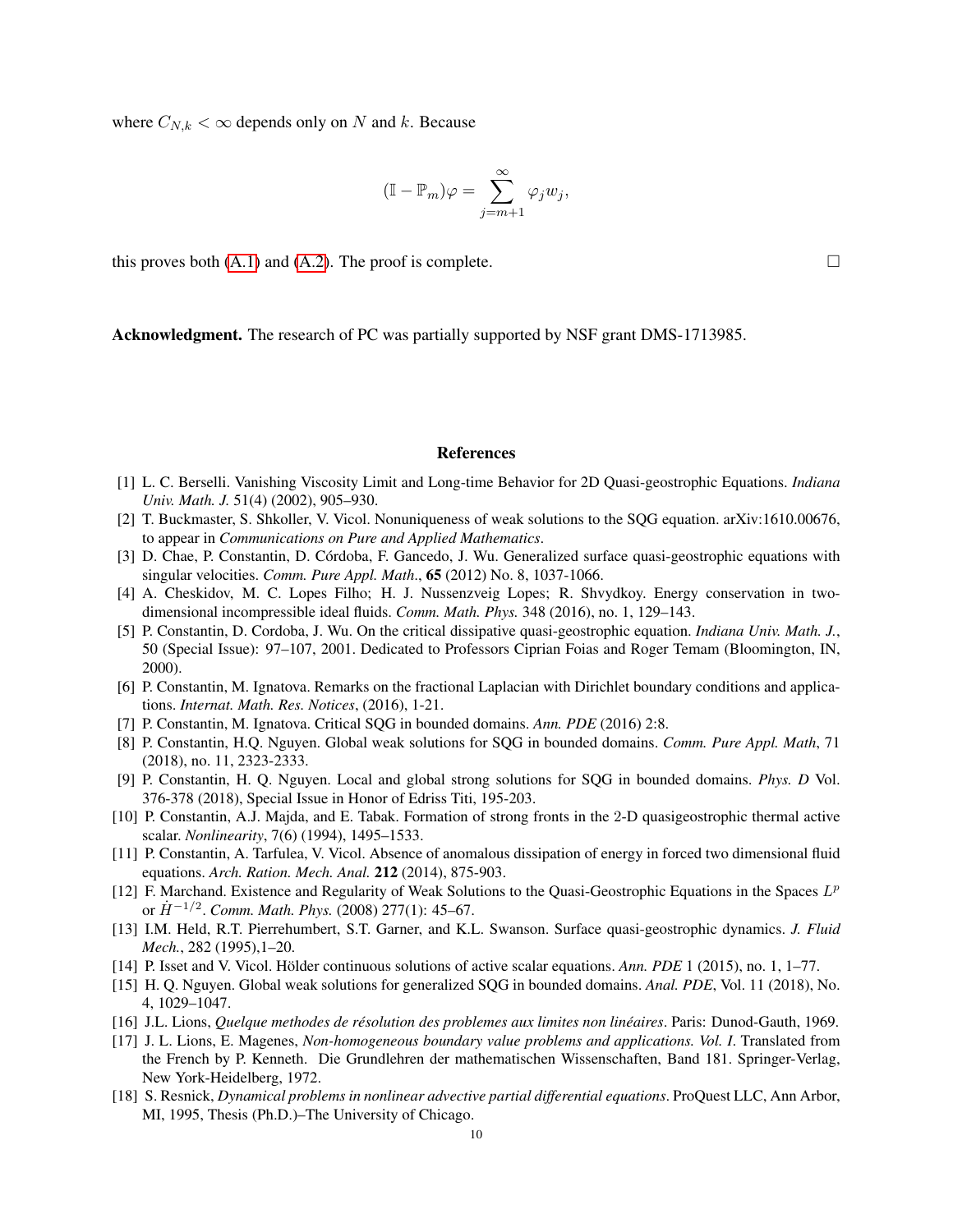where $C_{N,k} < \infty$ depends only on $N$ and $k$. Because

$$
(\mathbb{I} - \mathbb{P}_m)\varphi = \sum_{j=m+1}^{\infty} \varphi_j w_j,
$$

this proves both (A.1) and (A.2). The proof is complete. $\square$

**Acknowledgment.** The research of PC was partially supported by NSF grant DMS-1713985.

## References

[1] L. C. Berselli. Vanishing Viscosity Limit and Long-time Behavior for 2D Quasi-geostrophic Equations. *Indiana Univ. Math. J.* 51(4) (2002), 905–930.

[2] T. Buckmaster, S. Shkoller, V. Vicol. Nonuniqueness of weak solutions to the SQG equation. arXiv:1610.00676, to appear in *Communications on Pure and Applied Mathematics*.

[3] D. Chae, P. Constantin, D. Córdoba, F. Gancedo, J. Wu. Generalized surface quasi-geostrophic equations with singular velocities. *Comm. Pure Appl. Math.*, **65** (2012) No. 8, 1037-1066.

[4] A. Cheskidov, M. C. Lopes Filho; H. J. Nussenzveig Lopes; R. Shvydkoy. Energy conservation in two-dimensional incompressible ideal fluids. *Comm. Math. Phys.* 348 (2016), no. 1, 129–143.

[5] P. Constantin, D. Cordoba, J. Wu. On the critical dissipative quasi-geostrophic equation. *Indiana Univ. Math. J.*, 50 (Special Issue): 97–107, 2001. Dedicated to Professors Ciprian Foias and Roger Temam (Bloomington, IN, 2000).

[6] P. Constantin, M. Ignatova. Remarks on the fractional Laplacian with Dirichlet boundary conditions and applications. *Internat. Math. Res. Notices*, (2016), 1-21.

[7] P. Constantin, M. Ignatova. Critical SQG in bounded domains. *Ann. PDE* (2016) 2:8.

[8] P. Constantin, H.Q. Nguyen. Global weak solutions for SQG in bounded domains. *Comm. Pure Appl. Math*, 71 (2018), no. 11, 2323-2333.

[9] P. Constantin, H. Q. Nguyen. Local and global strong solutions for SQG in bounded domains. *Phys. D* Vol. 376-378 (2018), Special Issue in Honor of Edriss Titi, 195-203.

[10] P. Constantin, A.J. Majda, and E. Tabak. Formation of strong fronts in the 2-D quasigeostrophic thermal active scalar. *Nonlinearity*, 7(6) (1994), 1495–1533.

[11] P. Constantin, A. Tarfulea, V. Vicol. Absence of anomalous dissipation of energy in forced two dimensional fluid equations. *Arch. Ration. Mech. Anal.* **212** (2014), 875-903.

[12] F. Marchand. Existence and Regularity of Weak Solutions to the Quasi-Geostrophic Equations in the Spaces $L^p$ or $\dot{H}^{-1/2}$. *Comm. Math. Phys.* (2008) 277(1): 45–67.

[13] I.M. Held, R.T. Pierrehumbert, S.T. Garner, and K.L. Swanson. Surface quasi-geostrophic dynamics. *J. Fluid Mech.*, 282 (1995),1–20.

[14] P. Isset and V. Vicol. Hölder continuous solutions of active scalar equations. *Ann. PDE* 1 (2015), no. 1, 1–77.

[15] H. Q. Nguyen. Global weak solutions for generalized SQG in bounded domains. *Anal. PDE*, Vol. 11 (2018), No. 4, 1029–1047.

[16] J.L. Lions, *Quelque methodes de résolution des problemes aux limites non linéaires*. Paris: Dunod-Gauth, 1969.

[17] J. L. Lions, E. Magenes, *Non-homogeneous boundary value problems and applications. Vol. I*. Translated from the French by P. Kenneth. Die Grundlehren der mathematischen Wissenschaften, Band 181. Springer-Verlag, New York-Heidelberg, 1972.

[18] S. Resnick, *Dynamical problems in nonlinear advective partial differential equations*. ProQuest LLC, Ann Arbor, MI, 1995, Thesis (Ph.D.)–The University of Chicago.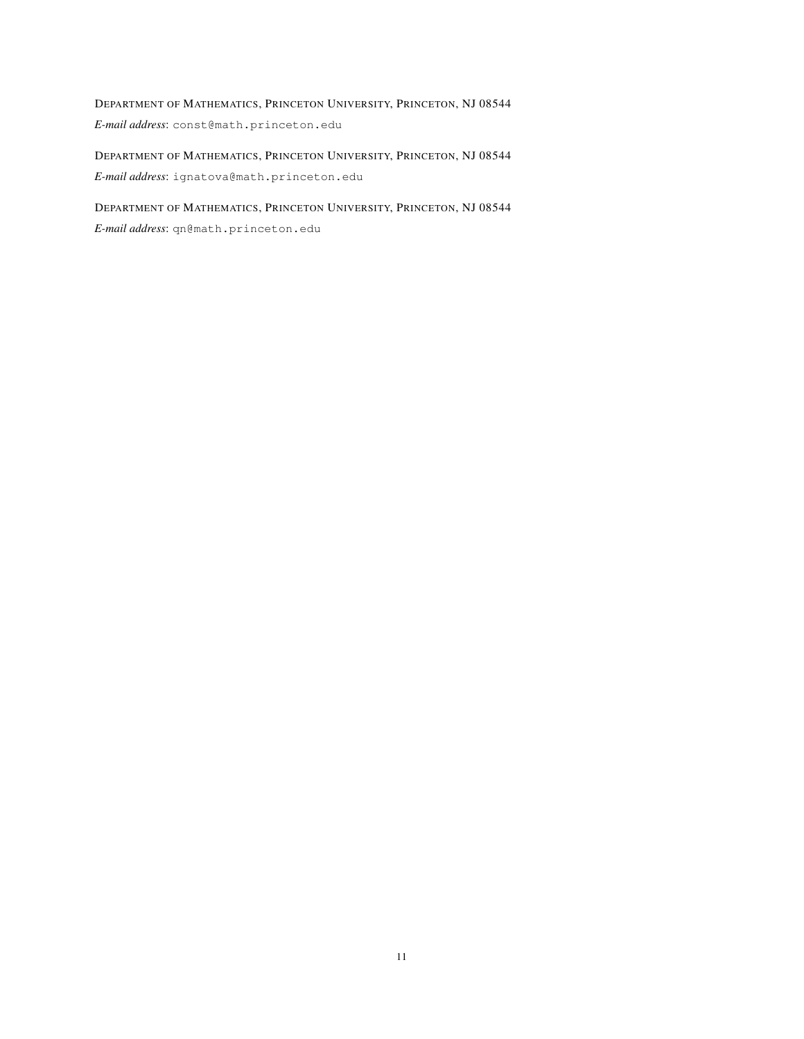DEPARTMENT OF MATHEMATICS, PRINCETON UNIVERSITY, PRINCETON, NJ 08544

*E-mail address*: const@math.princeton.edu

DEPARTMENT OF MATHEMATICS, PRINCETON UNIVERSITY, PRINCETON, NJ 08544

*E-mail address*: ignatova@math.princeton.edu

DEPARTMENT OF MATHEMATICS, PRINCETON UNIVERSITY, PRINCETON, NJ 08544

*E-mail address*: qn@math.princeton.edu